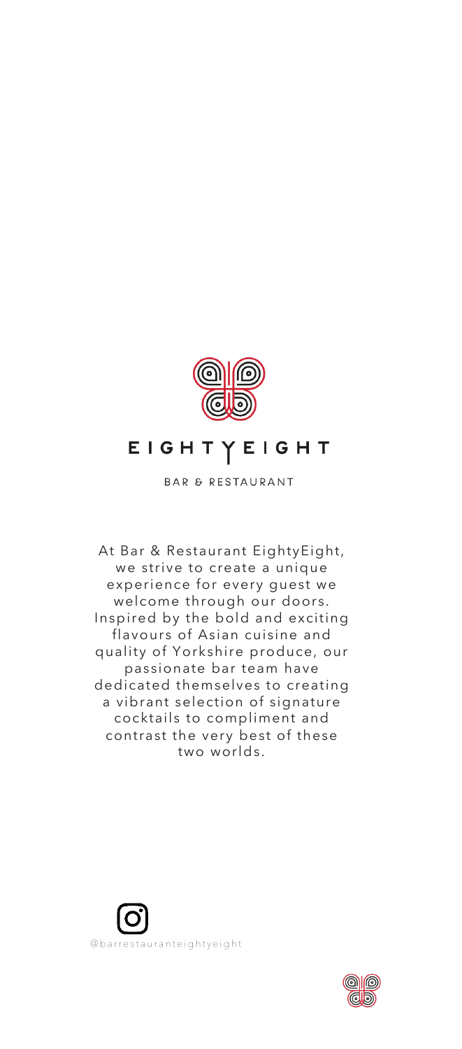# EIGHTYEIGHT

BAR & RESTAURANT

At Bar & Restaurant EightyEight, we strive to create a unique experience for every guest we welcome through our doors. Inspired by the bold and exciting flavours of Asian cuisine and quality of Yorkshire produce, our passionate bar team have dedicated themselves to creating a vibrant selection of signature cocktails to compliment and contrast the very best of these two worlds.

@barrestauranteightyeight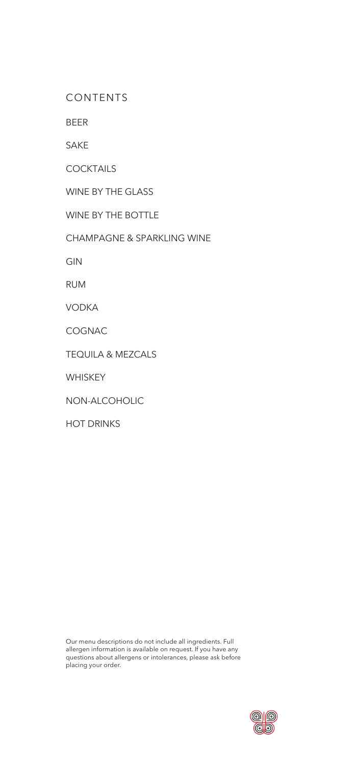# CONTENTS

BEER

SAKE

COCKTAILS

WINE BY THE GLASS

WINE BY THE BOTTLE

CHAMPAGNE & SPARKLING WINE

GIN

RUM

VODKA

COGNAC

TEQUILA & MEZCALS

WHISKEY

NON-ALCOHOLIC

HOT DRINKS

Our menu descriptions do not include all ingredients. Full allergen information is available on request. If you have any questions about allergens or intolerances, please ask before placing your order.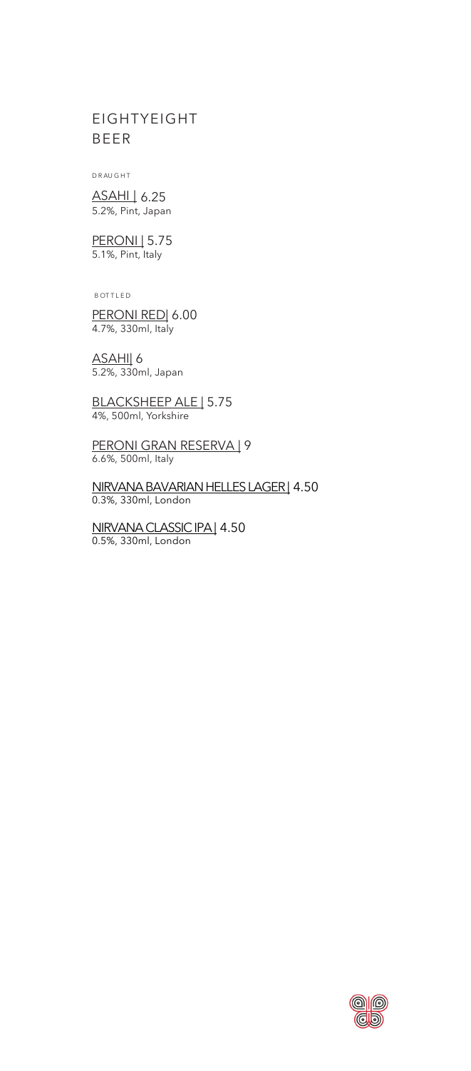# EIGHTYEIGHT BEER

DRAUGHT

ASAHI | 6.25
5.2%, Pint, Japan

PERONI | 5.75
5.1%, Pint, Italy

BOTTLED

PERONI RED| 6.00
4.7%, 330ml, Italy

ASAHI| 6
5.2%, 330ml, Japan

BLACKSHEEP ALE | 5.75
4%, 500ml, Yorkshire

PERONI GRAN RESERVA | 9
6.6%, 500ml, Italy

NIRVANA BAVARIAN HELLES LAGER | 4.50
0.3%, 330ml, London

NIRVANA CLASSIC IPA | 4.50
0.5%, 330ml, London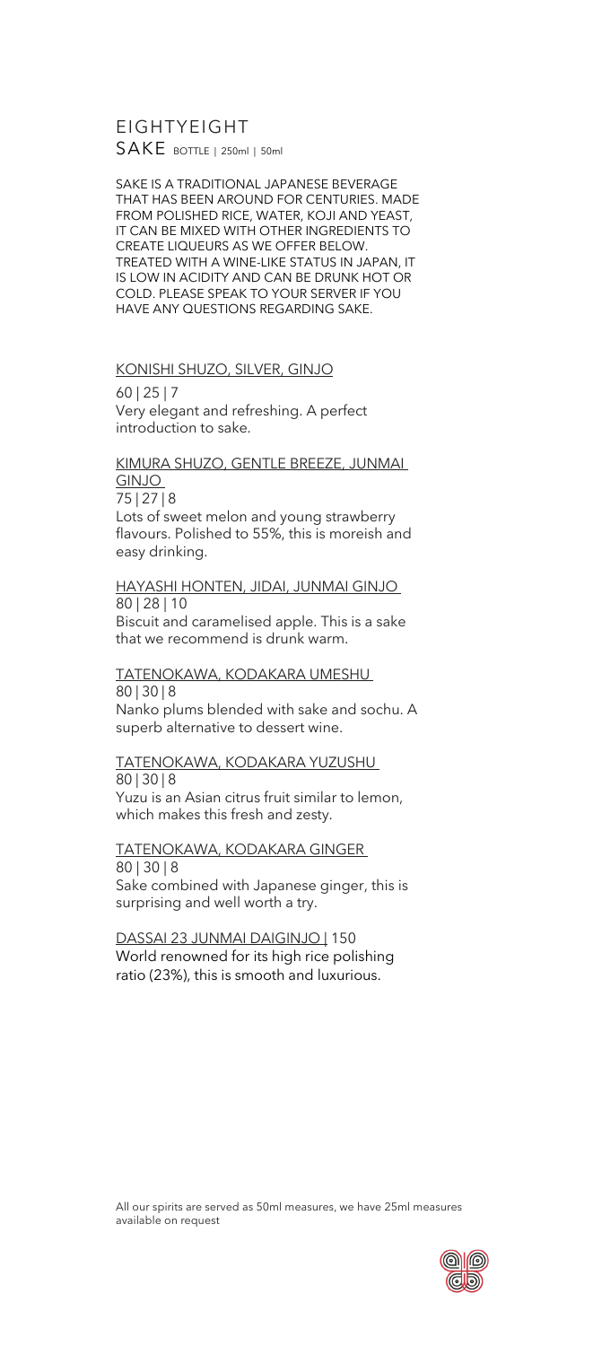# EIGHTYEIGHT

## SAKE BOTTLE | 250ml | 50ml

SAKE IS A TRADITIONAL JAPANESE BEVERAGE THAT HAS BEEN AROUND FOR CENTURIES. MADE FROM POLISHED RICE, WATER, KOJI AND YEAST, IT CAN BE MIXED WITH OTHER INGREDIENTS TO CREATE LIQUEURS AS WE OFFER BELOW. TREATED WITH A WINE-LIKE STATUS IN JAPAN, IT IS LOW IN ACIDITY AND CAN BE DRUNK HOT OR COLD. PLEASE SPEAK TO YOUR SERVER IF YOU HAVE ANY QUESTIONS REGARDING SAKE.

<u>KONISHI SHUZO, SILVER, GINJO</u>

60 | 25 | 7
Very elegant and refreshing. A perfect introduction to sake.

<u>KIMURA SHUZO, GENTLE BREEZE, JUNMAI GINJO</u>

75 | 27 | 8
Lots of sweet melon and young strawberry flavours. Polished to 55%, this is moreish and easy drinking.

<u>HAYASHI HONTEN, JIDAI, JUNMAI GINJO</u>

80 | 28 | 10
Biscuit and caramelised apple. This is a sake that we recommend is drunk warm.

<u>TATENOKAWA, KODAKARA UMESHU</u>

80 | 30 | 8
Nanko plums blended with sake and sochu. A superb alternative to dessert wine.

<u>TATENOKAWA, KODAKARA YUZUSHU</u>

80 | 30 | 8
Yuzu is an Asian citrus fruit similar to lemon, which makes this fresh and zesty.

<u>TATENOKAWA, KODAKARA GINGER</u>

80 | 30 | 8
Sake combined with Japanese ginger, this is surprising and well worth a try.

<u>DASSAI 23 JUNMAI DAIGINJO |</u> 150
World renowned for its high rice polishing ratio (23%), this is smooth and luxurious.

All our spirits are served as 50ml measures, we have 25ml measures available on request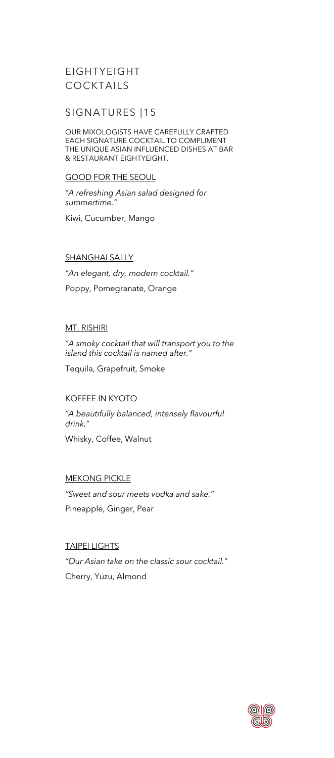# EIGHTYEIGHT COCKTAILS

## SIGNATURES |15

OUR MIXOLOGISTS HAVE CAREFULLY CRAFTED EACH SIGNATURE COCKTAIL TO COMPLIMENT THE UNIQUE ASIAN INFLUENCED DISHES AT BAR & RESTAURANT EIGHTYEIGHT.

### GOOD FOR THE SEOUL

*"A refreshing Asian salad designed for summertime."*

Kiwi, Cucumber, Mango

### SHANGHAI SALLY

*"An elegant, dry, modern cocktail."*

Poppy, Pomegranate, Orange

### MT. RISHIRI

*"A smoky cocktail that will transport you to the island this cocktail is named after."*

Tequila, Grapefruit, Smoke

### KOFFEE IN KYOTO

*"A beautifully balanced, intensely flavourful drink."*

Whisky, Coffee, Walnut

### MEKONG PICKLE

*"Sweet and sour meets vodka and sake."*

Pineapple, Ginger, Pear

### TAIPEI LIGHTS

*"Our Asian take on the classic sour cocktail."*

Cherry, Yuzu, Almond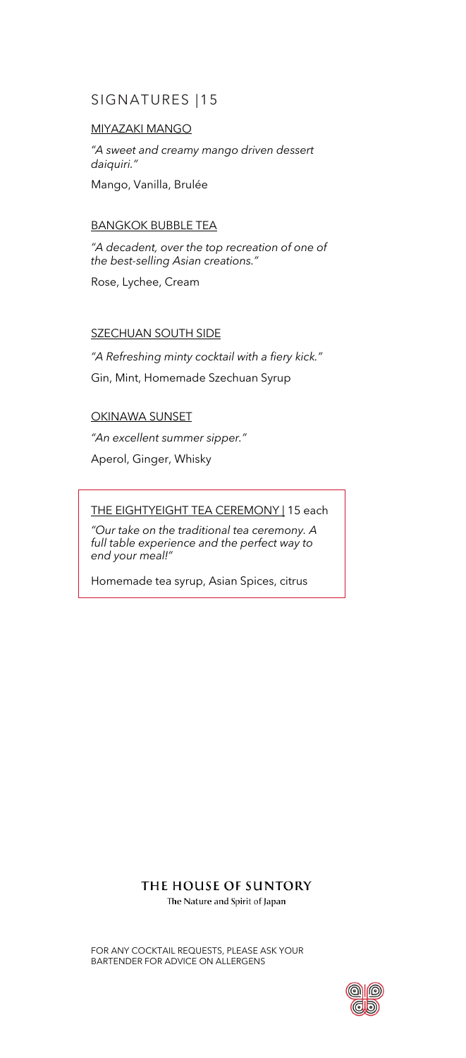## SIGNATURES |15

MIYAZAKI MANGO

*"A sweet and creamy mango driven dessert daiquiri."*

Mango, Vanilla, Brulée

BANGKOK BUBBLE TEA

*"A decadent, over the top recreation of one of the best-selling Asian creations."*

Rose, Lychee, Cream

SZECHUAN SOUTH SIDE

*"A Refreshing minty cocktail with a fiery kick."*

Gin, Mint, Homemade Szechuan Syrup

OKINAWA SUNSET

*"An excellent summer sipper."*

Aperol, Ginger, Whisky

THE EIGHTYEIGHT TEA CEREMONY | 15 each

*"Our take on the traditional tea ceremony. A full table experience and the perfect way to end your meal!"*

Homemade tea syrup, Asian Spices, citrus

**THE HOUSE OF SUNTORY**

The Nature and Spirit of Japan

FOR ANY COCKTAIL REQUESTS, PLEASE ASK YOUR BARTENDER FOR ADVICE ON ALLERGENS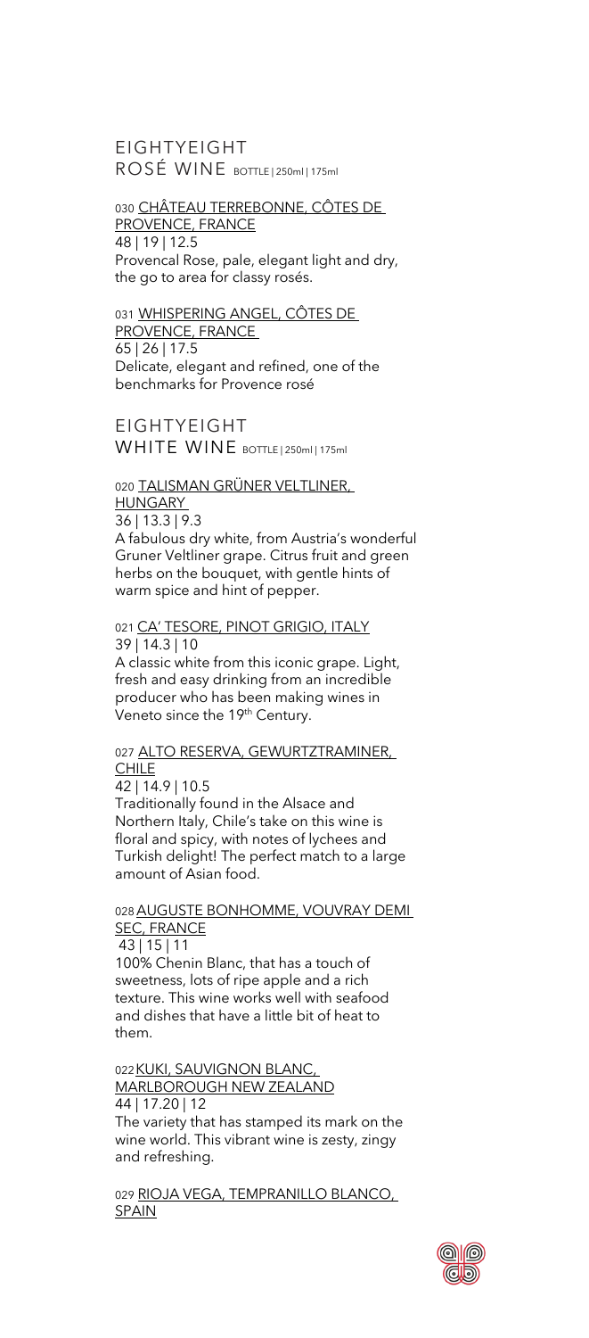## EIGHTYEIGHT ROSÉ WINE BOTTLE | 250ml | 175ml

030 CHÂTEAU TERREBONNE, CÔTES DE PROVENCE, FRANCE
48 | 19 | 12.5
Provencal Rose, pale, elegant light and dry, the go to area for classy rosés.

031 WHISPERING ANGEL, CÔTES DE PROVENCE, FRANCE
65 | 26 | 17.5
Delicate, elegant and refined, one of the benchmarks for Provence rosé

## EIGHTYEIGHT WHITE WINE BOTTLE | 250ml | 175ml

020 TALISMAN GRÜNER VELTLINER, HUNGARY
36 | 13.3 | 9.3
A fabulous dry white, from Austria's wonderful Gruner Veltliner grape. Citrus fruit and green herbs on the bouquet, with gentle hints of warm spice and hint of pepper.

021 CA' TESORE, PINOT GRIGIO, ITALY
39 | 14.3 | 10
A classic white from this iconic grape. Light, fresh and easy drinking from an incredible producer who has been making wines in Veneto since the 19th Century.

027 ALTO RESERVA, GEWURTZTRAMINER, CHILE
42 | 14.9 | 10.5
Traditionally found in the Alsace and Northern Italy, Chile's take on this wine is floral and spicy, with notes of lychees and Turkish delight! The perfect match to a large amount of Asian food.

028 AUGUSTE BONHOMME, VOUVRAY DEMI SEC, FRANCE
43 | 15 | 11
100% Chenin Blanc, that has a touch of sweetness, lots of ripe apple and a rich texture. This wine works well with seafood and dishes that have a little bit of heat to them.

022 KUKI, SAUVIGNON BLANC, MARLBOROUGH NEW ZEALAND
44 | 17.20 | 12
The variety that has stamped its mark on the wine world. This vibrant wine is zesty, zingy and refreshing.

029 RIOJA VEGA, TEMPRANILLO BLANCO, SPAIN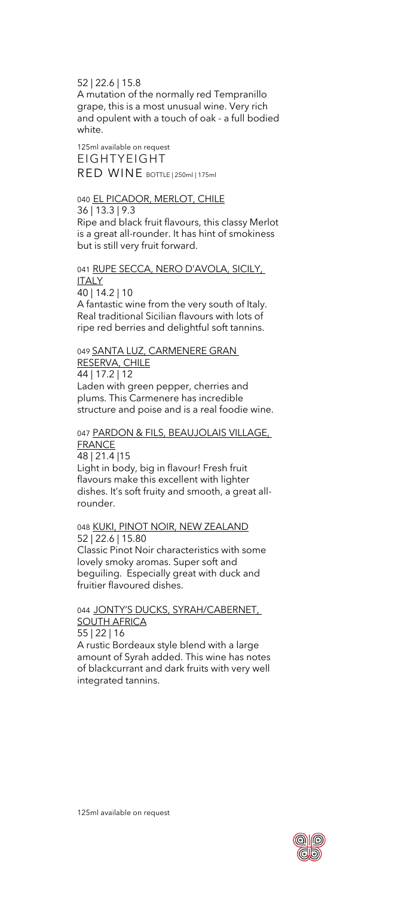52 | 22.6 | 15.8

A mutation of the normally red Tempranillo grape, this is a most unusual wine. Very rich and opulent with a touch of oak - a full bodied white.

125ml available on request

EIGHTYEIGHT

## RED WINE BOTTLE | 250ml | 175ml

040 EL PICADOR, MERLOT, CHILE

36 | 13.3 | 9.3

Ripe and black fruit flavours, this classy Merlot is a great all-rounder. It has hint of smokiness but is still very fruit forward.

041 RUPE SECCA, NERO D'AVOLA, SICILY, ITALY

40 | 14.2 | 10

A fantastic wine from the very south of Italy. Real traditional Sicilian flavours with lots of ripe red berries and delightful soft tannins.

049 SANTA LUZ, CARMENERE GRAN RESERVA, CHILE

44 | 17.2 | 12

Laden with green pepper, cherries and plums. This Carmenere has incredible structure and poise and is a real foodie wine.

047 PARDON & FILS, BEAUJOLAIS VILLAGE, FRANCE

48 | 21.4 |15

Light in body, big in flavour! Fresh fruit flavours make this excellent with lighter dishes. It's soft fruity and smooth, a great all-rounder.

048 KUKI, PINOT NOIR, NEW ZEALAND

52 | 22.6 | 15.80

Classic Pinot Noir characteristics with some lovely smoky aromas. Super soft and beguiling. Especially great with duck and fruitier flavoured dishes.

044 JONTY'S DUCKS, SYRAH/CABERNET, SOUTH AFRICA

55 | 22 | 16

A rustic Bordeaux style blend with a large amount of Syrah added. This wine has notes of blackcurrant and dark fruits with very well integrated tannins.

125ml available on request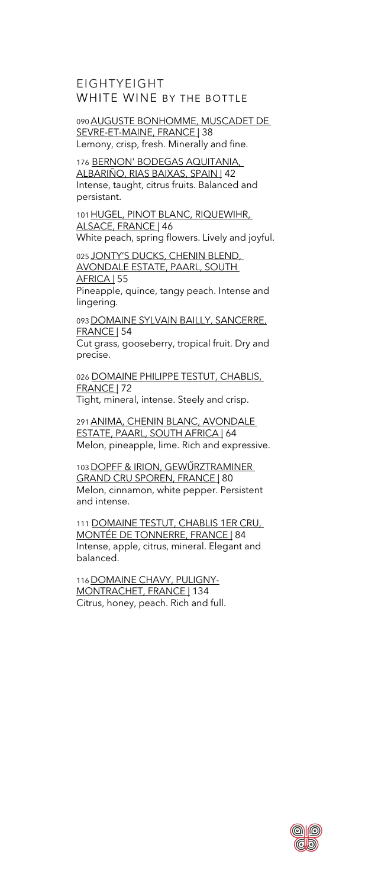# EIGHTYEIGHT
## WHITE WINE BY THE BOTTLE

090 AUGUSTE BONHOMME, MUSCADET DE SEVRE-ET-MAINE, FRANCE | 38
Lemony, crisp, fresh. Minerally and fine.

176 BERNON' BODEGAS AQUITANIA, ALBARIÑO, RIAS BAIXAS, SPAIN | 42
Intense, taught, citrus fruits. Balanced and persistant.

101 HUGEL, PINOT BLANC, RIQUEWIHR, ALSACE, FRANCE | 46
White peach, spring flowers. Lively and joyful.

025 JONTY'S DUCKS, CHENIN BLEND, AVONDALE ESTATE, PAARL, SOUTH AFRICA | 55
Pineapple, quince, tangy peach. Intense and lingering.

093 DOMAINE SYLVAIN BAILLY, SANCERRE, FRANCE | 54
Cut grass, gooseberry, tropical fruit. Dry and precise.

026 DOMAINE PHILIPPE TESTUT, CHABLIS, FRANCE | 72
Tight, mineral, intense. Steely and crisp.

291 ANIMA, CHENIN BLANC, AVONDALE ESTATE, PAARL, SOUTH AFRICA | 64
Melon, pineapple, lime. Rich and expressive.

103 DOPFF & IRION, GEWŰRZTRAMINER GRAND CRU SPOREN, FRANCE | 80
Melon, cinnamon, white pepper. Persistent and intense.

111 DOMAINE TESTUT, CHABLIS 1ER CRU, MONTÉE DE TONNERRE, FRANCE | 84
Intense, apple, citrus, mineral. Elegant and balanced.

116 DOMAINE CHAVY, PULIGNY-MONTRACHET, FRANCE | 134
Citrus, honey, peach. Rich and full.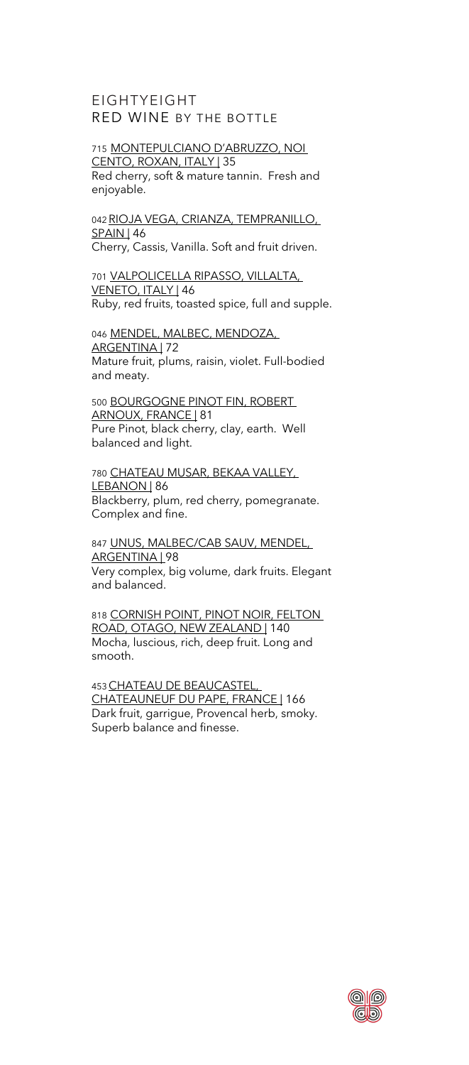# EIGHTYEIGHT
## RED WINE BY THE BOTTLE

715 MONTEPULCIANO D'ABRUZZO, NOI CENTO, ROXAN, ITALY | 35
Red cherry, soft & mature tannin. Fresh and enjoyable.

042 RIOJA VEGA, CRIANZA, TEMPRANILLO, SPAIN | 46
Cherry, Cassis, Vanilla. Soft and fruit driven.

701 VALPOLICELLA RIPASSO, VILLALTA, VENETO, ITALY | 46
Ruby, red fruits, toasted spice, full and supple.

046 MENDEL, MALBEC, MENDOZA, ARGENTINA | 72
Mature fruit, plums, raisin, violet. Full-bodied and meaty.

500 BOURGOGNE PINOT FIN, ROBERT ARNOUX, FRANCE | 81
Pure Pinot, black cherry, clay, earth. Well balanced and light.

780 CHATEAU MUSAR, BEKAA VALLEY, LEBANON | 86
Blackberry, plum, red cherry, pomegranate. Complex and fine.

847 UNUS, MALBEC/CAB SAUV, MENDEL, ARGENTINA | 98
Very complex, big volume, dark fruits. Elegant and balanced.

818 CORNISH POINT, PINOT NOIR, FELTON ROAD, OTAGO, NEW ZEALAND | 140
Mocha, luscious, rich, deep fruit. Long and smooth.

453 CHATEAU DE BEAUCASTEL, CHATEAUNEUF DU PAPE, FRANCE | 166
Dark fruit, garrigue, Provencal herb, smoky. Superb balance and finesse.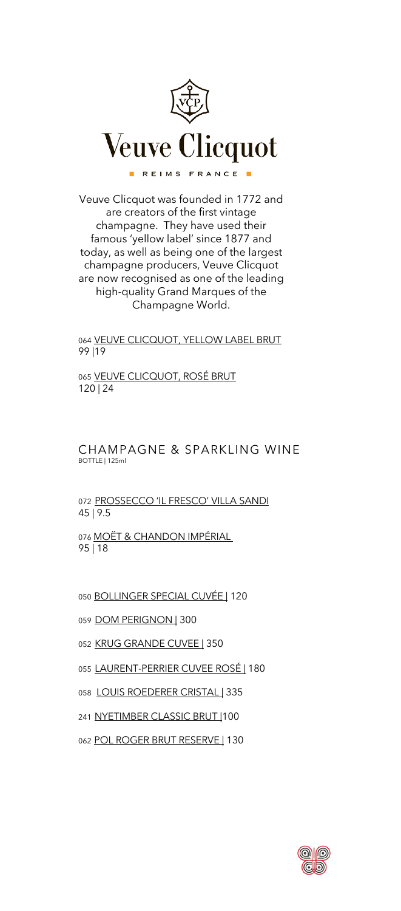# Veuve Clicquot

REIMS FRANCE

Veuve Clicquot was founded in 1772 and are creators of the first vintage champagne. They have used their famous 'yellow label' since 1877 and today, as well as being one of the largest champagne producers, Veuve Clicquot are now recognised as one of the leading high-quality Grand Marques of the Champagne World.

064 VEUVE CLICQUOT, YELLOW LABEL BRUT
99 |19

065 VEUVE CLICQUOT, ROSÉ BRUT
120 | 24

## CHAMPAGNE & SPARKLING WINE

BOTTLE | 125ml

072 PROSSECCO 'IL FRESCO' VILLA SANDI
45 | 9.5

076 MOËT & CHANDON IMPÉRIAL
95 | 18

050 BOLLINGER SPECIAL CUVÉE | 120

059 DOM PERIGNON | 300

052 KRUG GRANDE CUVEE | 350

055 LAURENT-PERRIER CUVEE ROSÉ | 180

058 LOUIS ROEDERER CRISTAL | 335

241 NYETIMBER CLASSIC BRUT |100

062 POL ROGER BRUT RESERVE | 130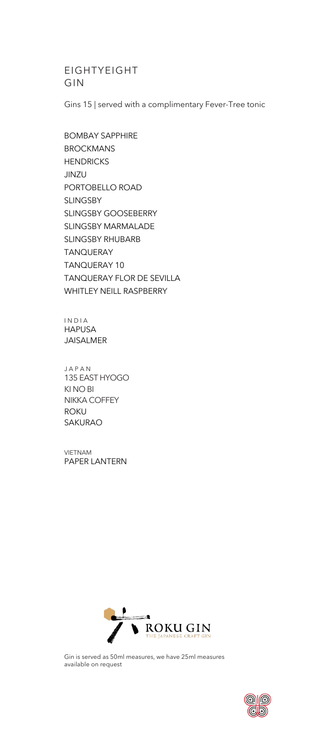# EIGHTYEIGHT GIN

Gins 15 | served with a complimentary Fever-Tree tonic

BOMBAY SAPPHIRE
BROCKMANS
HENDRICKS
JINZU
PORTOBELLO ROAD
SLINGSBY
SLINGSBY GOOSEBERRY
SLINGSBY MARMALADE
SLINGSBY RHUBARB
TANQUERAY
TANQUERAY 10
TANQUERAY FLOR DE SEVILLA
WHITLEY NEILL RASPBERRY

## INDIA

HAPUSA
JAISALMER

## JAPAN

135 EAST HYOGO
KI NO BI
NIKKA COFFEY
ROKU
SAKURAO

## VIETNAM

PAPER LANTERN

ROKU GIN
THE JAPANESE CRAFT GIN

Gin is served as 50ml measures, we have 25ml measures available on request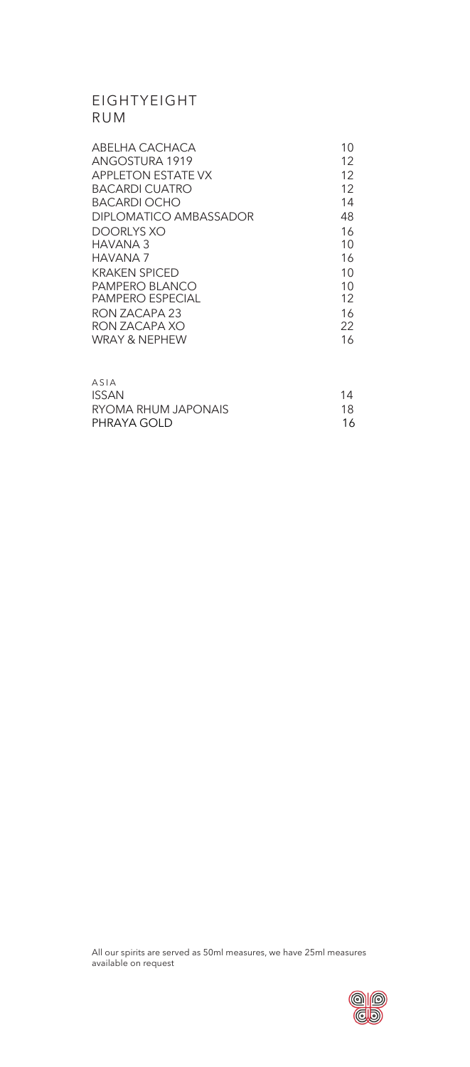# EIGHTYEIGHT
## RUM

| | |
|---|---|
| ABELHA CACHACA | 10 |
| ANGOSTURA 1919 | 12 |
| APPLETON ESTATE VX | 12 |
| BACARDI CUATRO | 12 |
| BACARDI OCHO | 14 |
| DIPLOMATICO AMBASSADOR | 48 |
| DOORLYS XO | 16 |
| HAVANA 3 | 10 |
| HAVANA 7 | 16 |
| KRAKEN SPICED | 10 |
| PAMPERO BLANCO | 10 |
| PAMPERO ESPECIAL | 12 |
| RON ZACAPA 23 | 16 |
| RON ZACAPA XO | 22 |
| WRAY & NEPHEW | 16 |

### ASIA

| | |
|---|---|
| ISSAN | 14 |
| RYOMA RHUM JAPONAIS | 18 |
| PHRAYA GOLD | 16 |

All our spirits are served as 50ml measures, we have 25ml measures available on request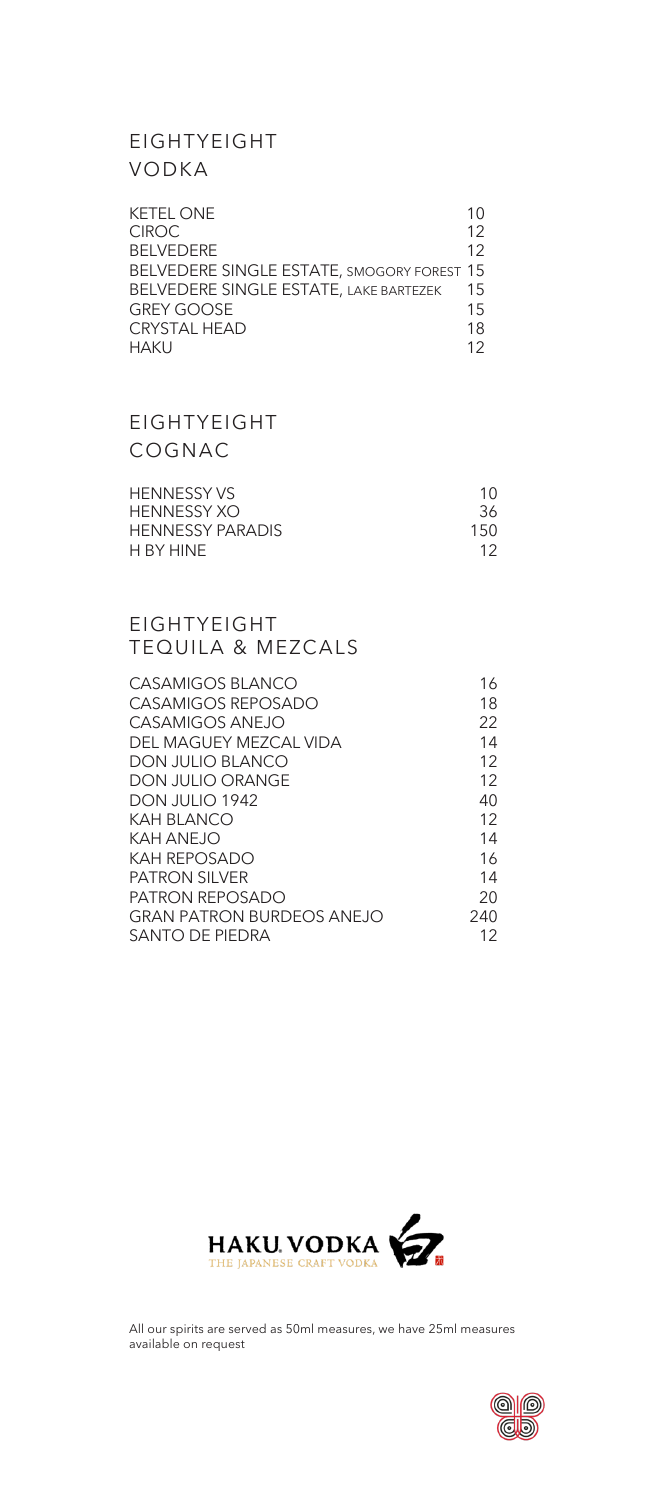## EIGHTYEIGHT
### VODKA

| | |
|---|---|
| KETEL ONE | 10 |
| CIROC | 12 |
| BELVEDERE | 12 |
| BELVEDERE SINGLE ESTATE, SMOGORY FOREST | 15 |
| BELVEDERE SINGLE ESTATE, LAKE BARTEZEK | 15 |
| GREY GOOSE | 15 |
| CRYSTAL HEAD | 18 |
| HAKU | 12 |

## EIGHTYEIGHT
### COGNAC

| | |
|---|---|
| HENNESSY VS | 10 |
| HENNESSY XO | 36 |
| HENNESSY PARADIS | 150 |
| H BY HINE | 12 |

## EIGHTYEIGHT
### TEQUILA & MEZCALS

| | |
|---|---|
| CASAMIGOS BLANCO | 16 |
| CASAMIGOS REPOSADO | 18 |
| CASAMIGOS ANEJO | 22 |
| DEL MAGUEY MEZCAL VIDA | 14 |
| DON JULIO BLANCO | 12 |
| DON JULIO ORANGE | 12 |
| DON JULIO 1942 | 40 |
| KAH BLANCO | 12 |
| KAH ANEJO | 14 |
| KAH REPOSADO | 16 |
| PATRON SILVER | 14 |
| PATRON REPOSADO | 20 |
| GRAN PATRON BURDEOS ANEJO | 240 |
| SANTO DE PIEDRA | 12 |

HAKU VODKA
THE JAPANESE CRAFT VODKA

All our spirits are served as 50ml measures, we have 25ml measures available on request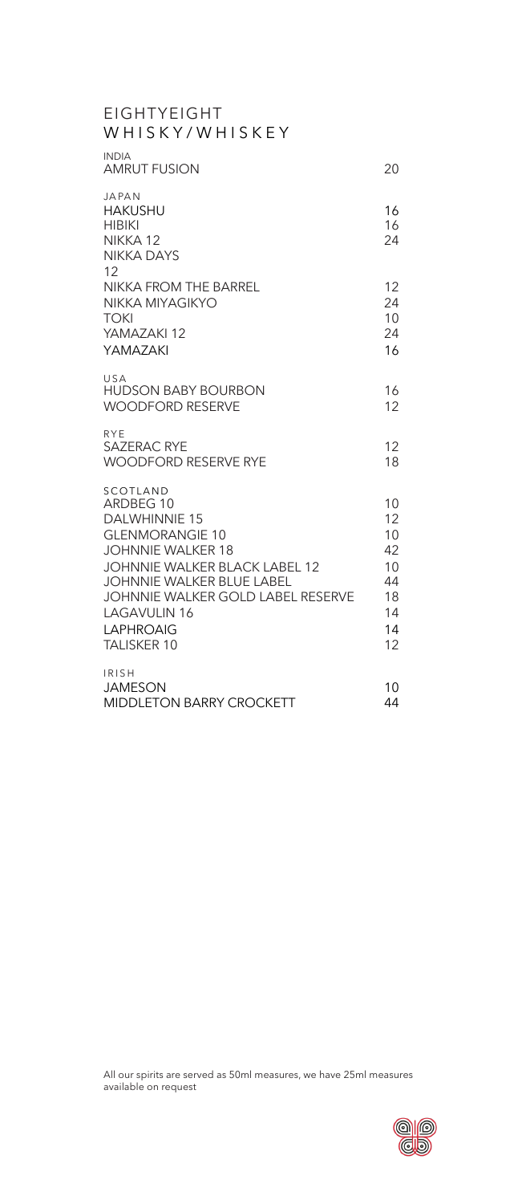# EIGHTYEIGHT
## WHISKY/WHISKEY

### INDIA

| | |
|---|---|
| AMRUT FUSION | 20 |

### JAPAN

| | |
|---|---|
| HAKUSHU | 16 |
| HIBIKI | 16 |
| NIKKA 12 | 24 |
| NIKKA DAYS | 12 |
| NIKKA FROM THE BARREL | 12 |
| NIKKA MIYAGIKYO | 24 |
| TOKI | 10 |
| YAMAZAKI 12 | 24 |
| YAMAZAKI | 16 |

### USA

| | |
|---|---|
| HUDSON BABY BOURBON | 16 |
| WOODFORD RESERVE | 12 |

### RYE

| | |
|---|---|
| SAZERAC RYE | 12 |
| WOODFORD RESERVE RYE | 18 |

### SCOTLAND

| | |
|---|---|
| ARDBEG 10 | 10 |
| DALWHINNIE 15 | 12 |
| GLENMORANGIE 10 | 10 |
| JOHNNIE WALKER 18 | 42 |
| JOHNNIE WALKER BLACK LABEL 12 | 10 |
| JOHNNIE WALKER BLUE LABEL | 44 |
| JOHNNIE WALKER GOLD LABEL RESERVE | 18 |
| LAGAVULIN 16 | 14 |
| LAPHROAIG | 14 |
| TALISKER 10 | 12 |

### IRISH

| | |
|---|---|
| JAMESON | 10 |
| MIDDLETON BARRY CROCKETT | 44 |

All our spirits are served as 50ml measures, we have 25ml measures available on request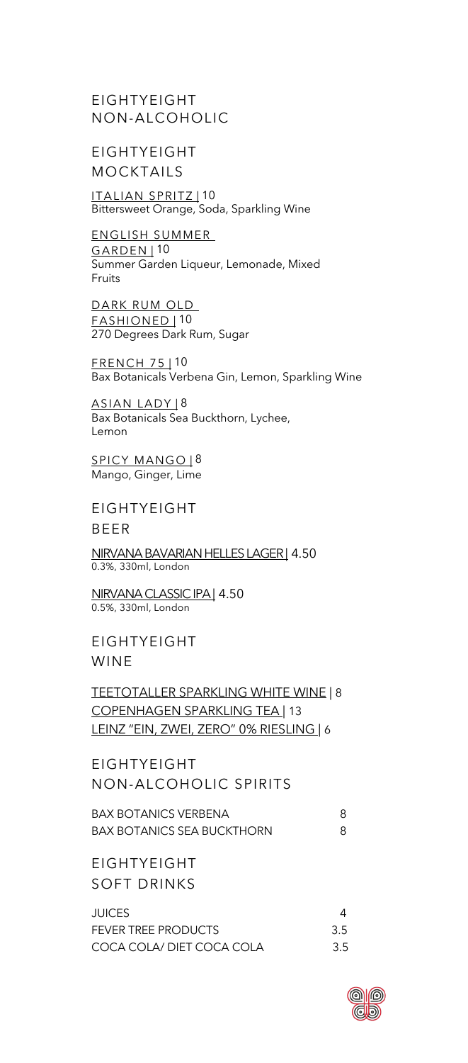# EIGHTYEIGHT NON-ALCOHOLIC

## EIGHTYEIGHT MOCKTAILS

ITALIAN SPRITZ | 10
Bittersweet Orange, Soda, Sparkling Wine

ENGLISH SUMMER GARDEN | 10
Summer Garden Liqueur, Lemonade, Mixed Fruits

DARK RUM OLD FASHIONED | 10
270 Degrees Dark Rum, Sugar

FRENCH 75 | 10
Bax Botanicals Verbena Gin, Lemon, Sparkling Wine

ASIAN LADY | 8
Bax Botanicals Sea Buckthorn, Lychee, Lemon

SPICY MANGO | 8
Mango, Ginger, Lime

## EIGHTYEIGHT BEER

NIRVANA BAVARIAN HELLES LAGER | 4.50
0.3%, 330ml, London

NIRVANA CLASSIC IPA | 4.50
0.5%, 330ml, London

## EIGHTYEIGHT WINE

TEETOTALLER SPARKLING WHITE WINE | 8
COPENHAGEN SPARKLING TEA | 13
LEINZ "EIN, ZWEI, ZERO" 0% RIESLING | 6

## EIGHTYEIGHT NON-ALCOHOLIC SPIRITS

| | |
|---|---|
| BAX BOTANICS VERBENA | 8 |
| BAX BOTANICS SEA BUCKTHORN | 8 |

## EIGHTYEIGHT SOFT DRINKS

| | |
|---|---|
| JUICES | 4 |
| FEVER TREE PRODUCTS | 3.5 |
| COCA COLA/ DIET COCA COLA | 3.5 |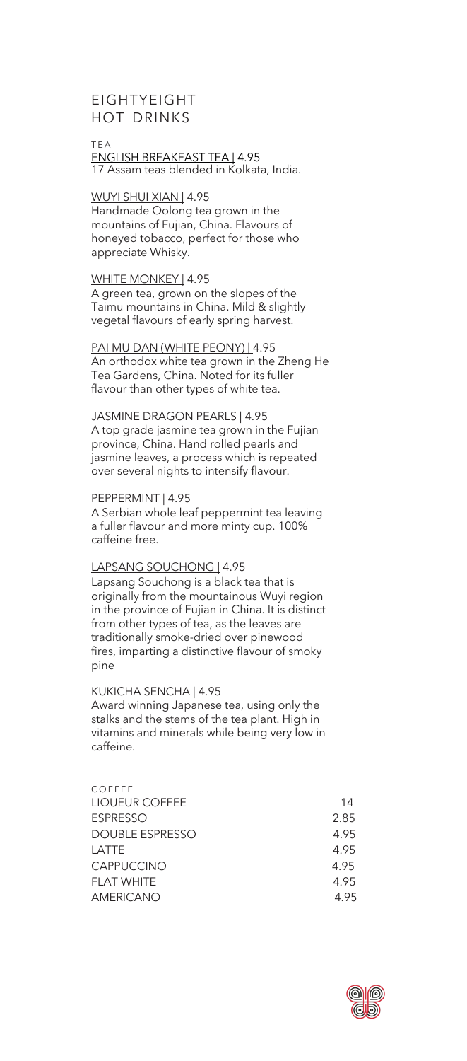# EIGHTYEIGHT HOT DRINKS

## TEA

**ENGLISH BREAKFAST TEA |** 4.95
17 Assam teas blended in Kolkata, India.

**WUYI SHUI XIAN |** 4.95
Handmade Oolong tea grown in the mountains of Fujian, China. Flavours of honeyed tobacco, perfect for those who appreciate Whisky.

**WHITE MONKEY |** 4.95
A green tea, grown on the slopes of the Taimu mountains in China. Mild & slightly vegetal flavours of early spring harvest.

**PAI MU DAN (WHITE PEONY) |** 4.95
An orthodox white tea grown in the Zheng He Tea Gardens, China. Noted for its fuller flavour than other types of white tea.

**JASMINE DRAGON PEARLS |** 4.95
A top grade jasmine tea grown in the Fujian province, China. Hand rolled pearls and jasmine leaves, a process which is repeated over several nights to intensify flavour.

**PEPPERMINT |** 4.95
A Serbian whole leaf peppermint tea leaving a fuller flavour and more minty cup. 100% caffeine free.

**LAPSANG SOUCHONG |** 4.95
Lapsang Souchong is a black tea that is originally from the mountainous Wuyi region in the province of Fujian in China. It is distinct from other types of tea, as the leaves are traditionally smoke-dried over pinewood fires, imparting a distinctive flavour of smoky pine

**KUKICHA SENCHA |** 4.95
Award winning Japanese tea, using only the stalks and the stems of the tea plant. High in vitamins and minerals while being very low in caffeine.

## COFFEE

| | |
|---|---|
| LIQUEUR COFFEE | 14 |
| ESPRESSO | 2.85 |
| DOUBLE ESPRESSO | 4.95 |
| LATTE | 4.95 |
| CAPPUCCINO | 4.95 |
| FLAT WHITE | 4.95 |
| AMERICANO | 4.95 |